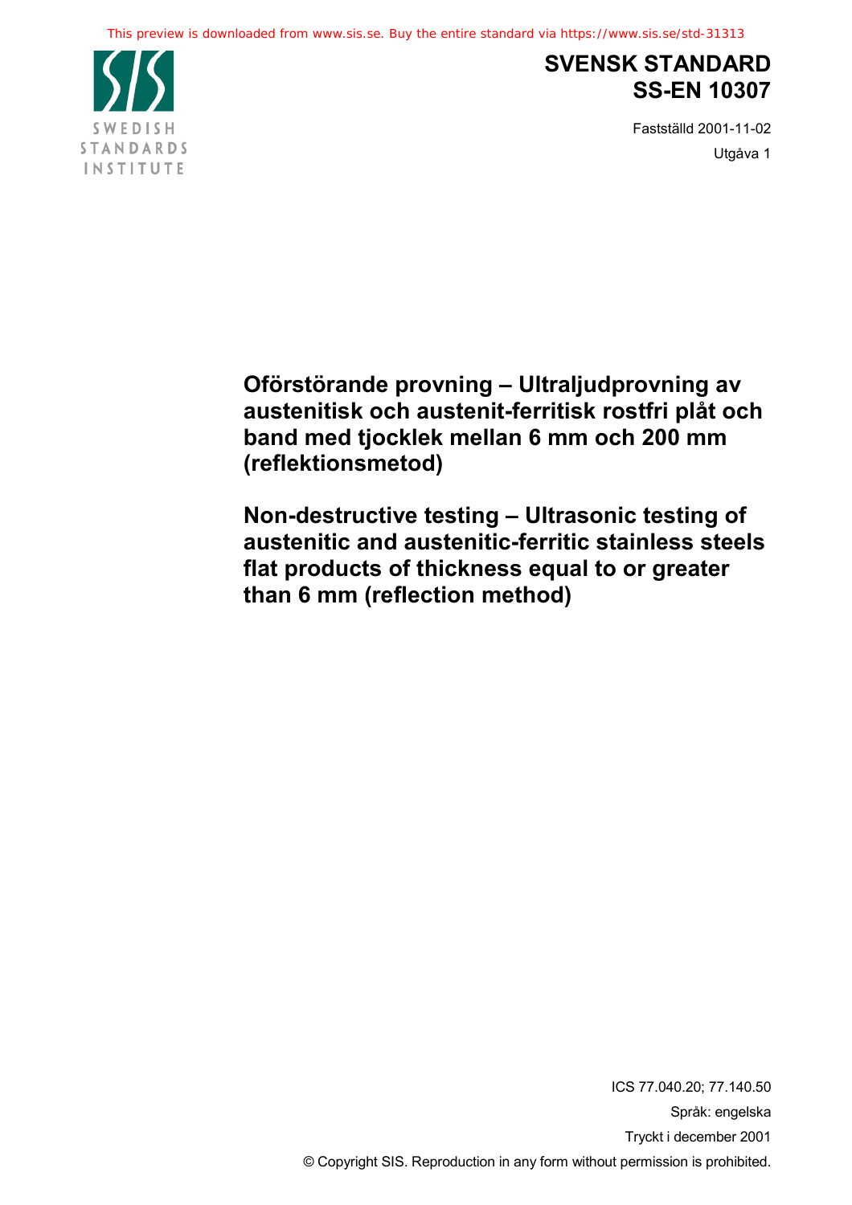# SVENSK STANDARD
# SS-EN 10307

Fastställd 2001-11-02

Utgåva 1

## Oförstörande provning – Ultraljudprovning av austenitisk och austenit-ferritisk rostfri plåt och band med tjocklek mellan 6 mm och 200 mm (reflektionsmetod)

## Non-destructive testing – Ultrasonic testing of austenitic and austenitic-ferritic stainless steels flat products of thickness equal to or greater than 6 mm (reflection method)

ICS 77.040.20; 77.140.50

Språk: engelska

Tryckt i december 2001

© Copyright SIS. Reproduction in any form without permission is prohibited.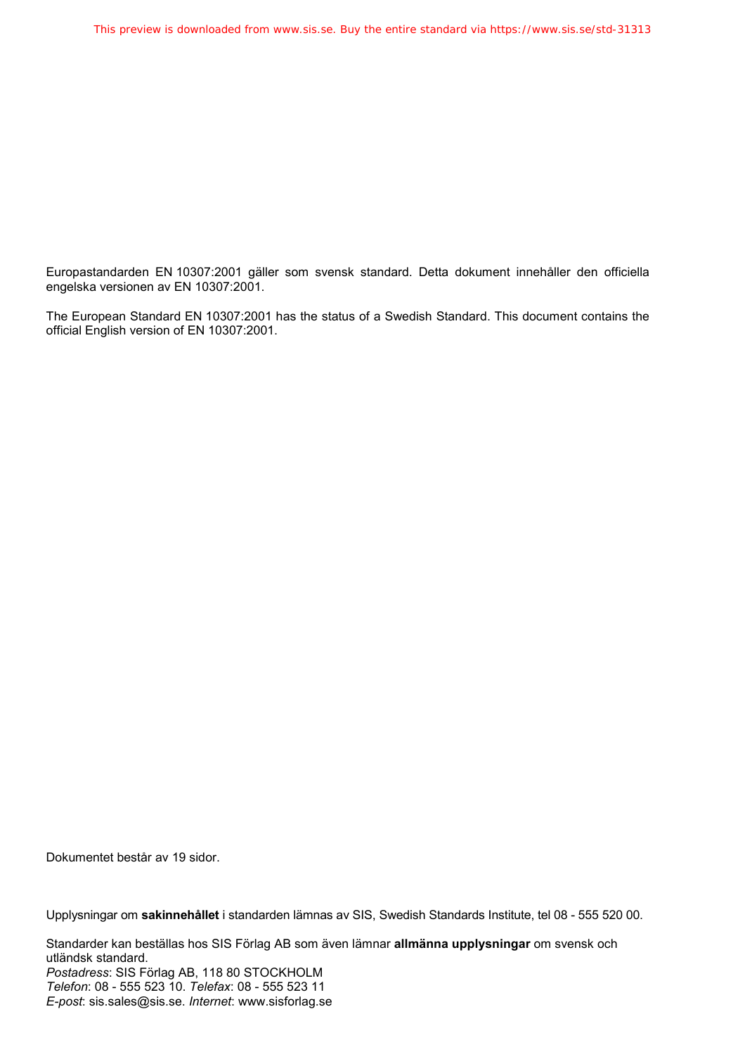Europastandarden EN 10307:2001 gäller som svensk standard. Detta dokument innehåller den officiella engelska versionen av EN 10307:2001.

The European Standard EN 10307:2001 has the status of a Swedish Standard. This document contains the official English version of EN 10307:2001.

Dokumentet består av 19 sidor.

Upplysningar om **sakinnehållet** i standarden lämnas av SIS, Swedish Standards Institute, tel 08 - 555 520 00.

Standarder kan beställas hos SIS Förlag AB som även lämnar **allmänna upplysningar** om svensk och utländsk standard.
*Postadress*: SIS Förlag AB, 118 80 STOCKHOLM
*Telefon*: 08 - 555 523 10. *Telefax*: 08 - 555 523 11
*E-post*: sis.sales@sis.se. *Internet*: www.sisforlag.se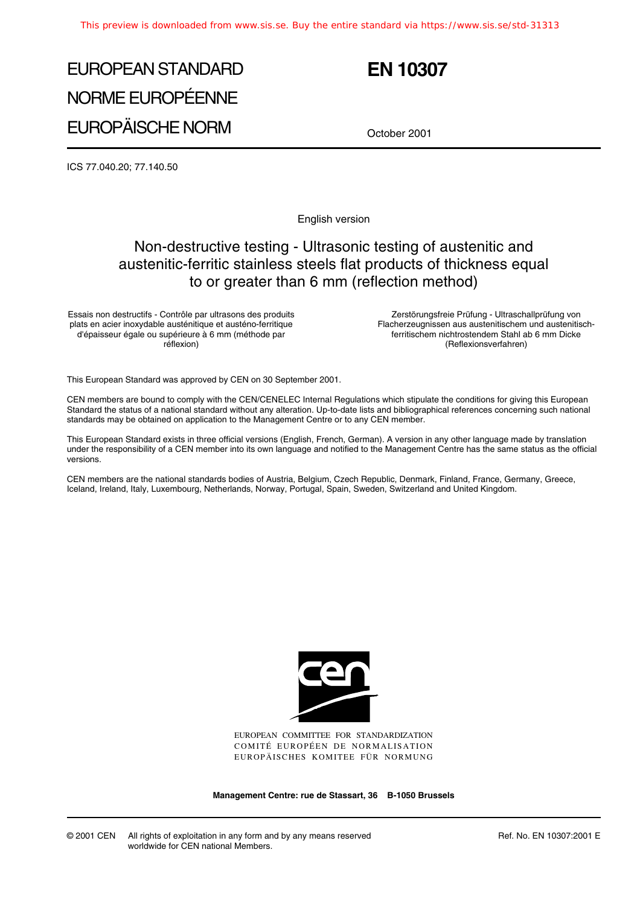# EUROPEAN STANDARD
# NORME EUROPÉENNE
# EUROPÄISCHE NORM

# EN 10307

October 2001

ICS 77.040.20; 77.140.50

English version

## Non-destructive testing - Ultrasonic testing of austenitic and austenitic-ferritic stainless steels flat products of thickness equal to or greater than 6 mm (reflection method)

Essais non destructifs - Contrôle par ultrasons des produits plats en acier inoxydable austénitique et austéno-ferritique d'épaisseur égale ou supérieure à 6 mm (méthode par réflexion)

Zerstörungsfreie Prüfung - Ultraschallprüfung von Flacherzeugnissen aus austenitischem und austenitisch-ferritischem nichtrostendem Stahl ab 6 mm Dicke (Reflexionsverfahren)

This European Standard was approved by CEN on 30 September 2001.

CEN members are bound to comply with the CEN/CENELEC Internal Regulations which stipulate the conditions for giving this European Standard the status of a national standard without any alteration. Up-to-date lists and bibliographical references concerning such national standards may be obtained on application to the Management Centre or to any CEN member.

This European Standard exists in three official versions (English, French, German). A version in any other language made by translation under the responsibility of a CEN member into its own language and notified to the Management Centre has the same status as the official versions.

CEN members are the national standards bodies of Austria, Belgium, Czech Republic, Denmark, Finland, France, Germany, Greece, Iceland, Ireland, Italy, Luxembourg, Netherlands, Norway, Portugal, Spain, Sweden, Switzerland and United Kingdom.

EUROPEAN COMMITTEE FOR STANDARDIZATION
COMITÉ EUROPÉEN DE NORMALISATION
EUROPÄISCHES KOMITEE FÜR NORMUNG

**Management Centre: rue de Stassart, 36 B-1050 Brussels**

© 2001 CEN All rights of exploitation in any form and by any means reserved worldwide for CEN national Members.

Ref. No. EN 10307:2001 E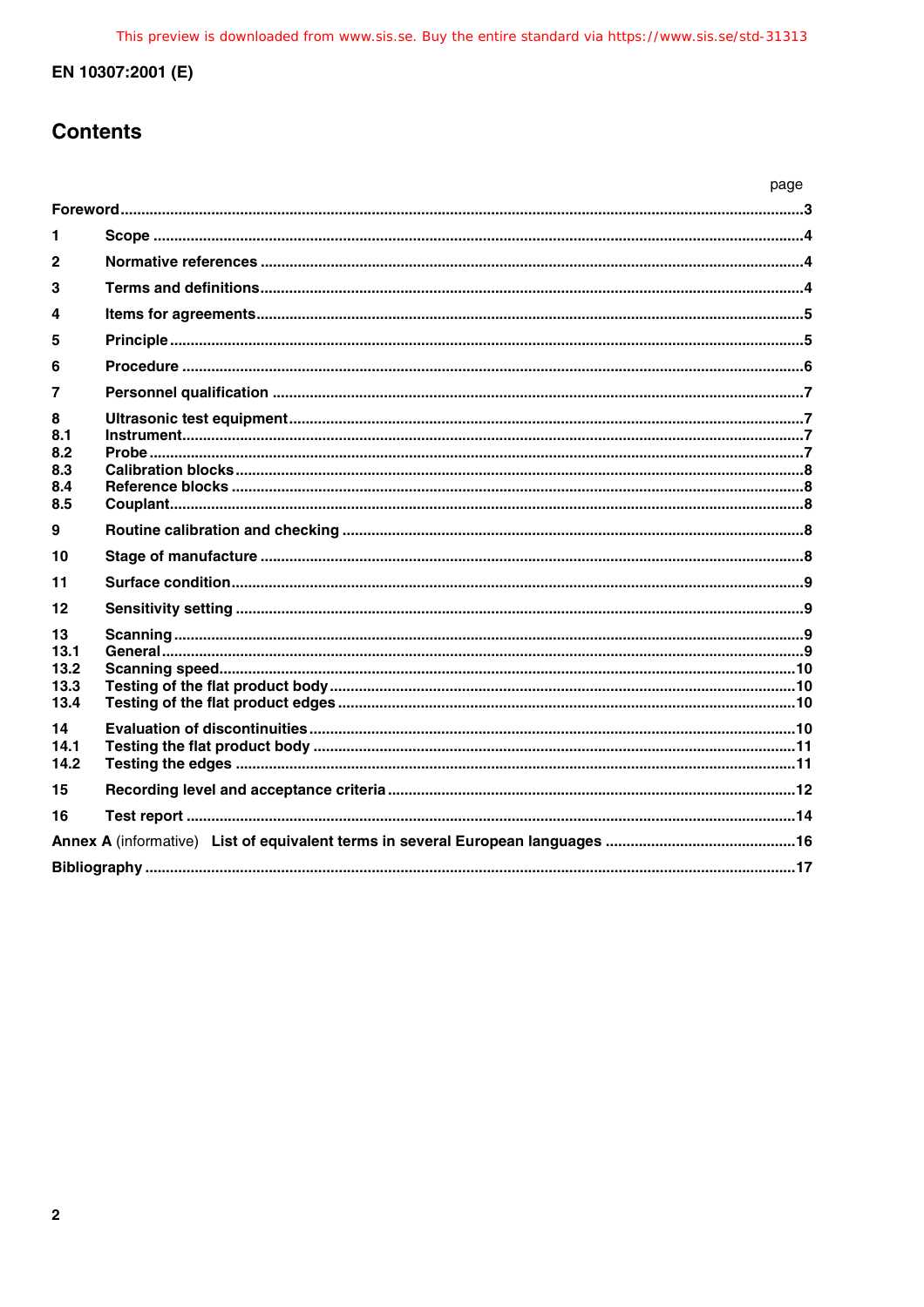# Contents

| | | page |
|---|---|---|
| **Foreword** | | 3 |
| **1** | **Scope** | 4 |
| **2** | **Normative references** | 4 |
| **3** | **Terms and definitions** | 4 |
| **4** | **Items for agreements** | 5 |
| **5** | **Principle** | 5 |
| **6** | **Procedure** | 6 |
| **7** | **Personnel qualification** | 7 |
| **8** | **Ultrasonic test equipment** | 7 |
| **8.1** | **Instrument** | 7 |
| **8.2** | **Probe** | 7 |
| **8.3** | **Calibration blocks** | 8 |
| **8.4** | **Reference blocks** | 8 |
| **8.5** | **Couplant** | 8 |
| **9** | **Routine calibration and checking** | 8 |
| **10** | **Stage of manufacture** | 8 |
| **11** | **Surface condition** | 9 |
| **12** | **Sensitivity setting** | 9 |
| **13** | **Scanning** | 9 |
| **13.1** | **General** | 9 |
| **13.2** | **Scanning speed** | 10 |
| **13.3** | **Testing of the flat product body** | 10 |
| **13.4** | **Testing of the flat product edges** | 10 |
| **14** | **Evaluation of discontinuities** | 10 |
| **14.1** | **Testing the flat product body** | 11 |
| **14.2** | **Testing the edges** | 11 |
| **15** | **Recording level and acceptance criteria** | 12 |
| **16** | **Test report** | 14 |
| **Annex A** (informative) | **List of equivalent terms in several European languages** | 16 |
| **Bibliography** | | 17 |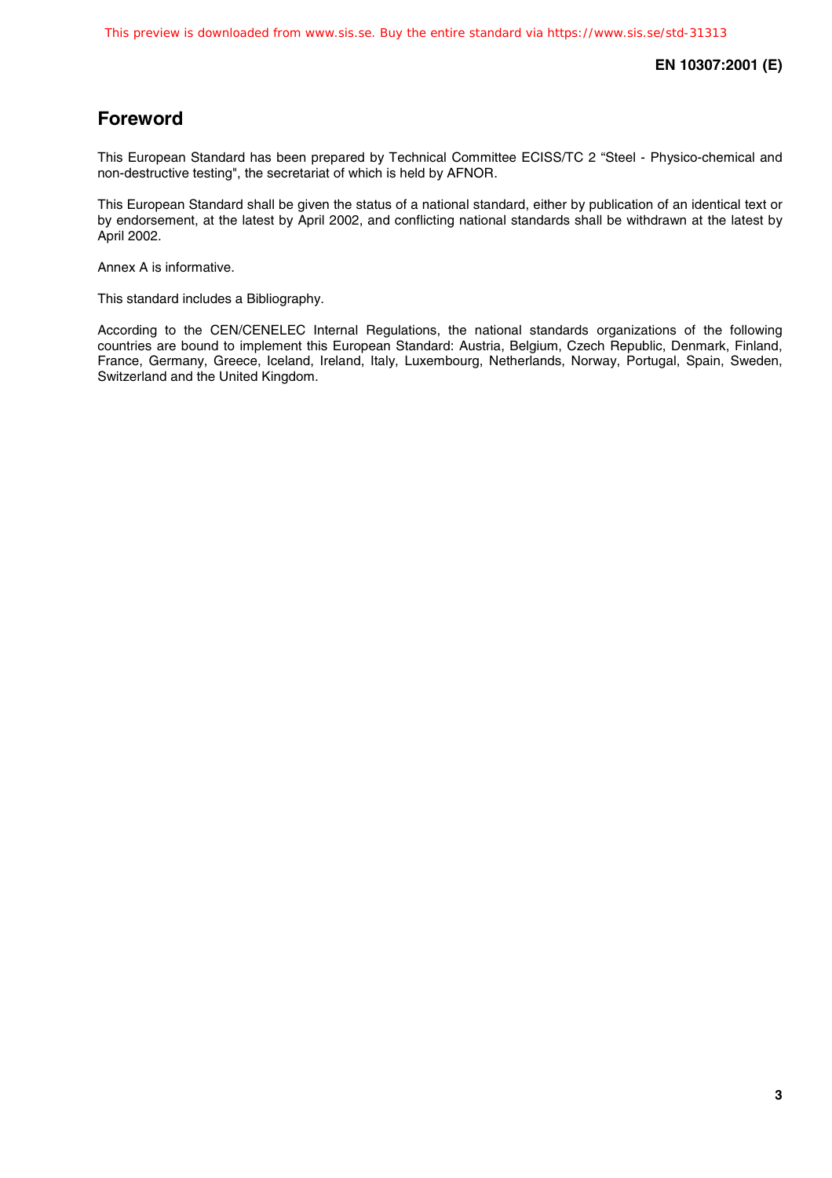## Foreword

This European Standard has been prepared by Technical Committee ECISS/TC 2 “Steel - Physico-chemical and non-destructive testing", the secretariat of which is held by AFNOR.

This European Standard shall be given the status of a national standard, either by publication of an identical text or by endorsement, at the latest by April 2002, and conflicting national standards shall be withdrawn at the latest by April 2002.

Annex A is informative.

This standard includes a Bibliography.

According to the CEN/CENELEC Internal Regulations, the national standards organizations of the following countries are bound to implement this European Standard: Austria, Belgium, Czech Republic, Denmark, Finland, France, Germany, Greece, Iceland, Ireland, Italy, Luxembourg, Netherlands, Norway, Portugal, Spain, Sweden, Switzerland and the United Kingdom.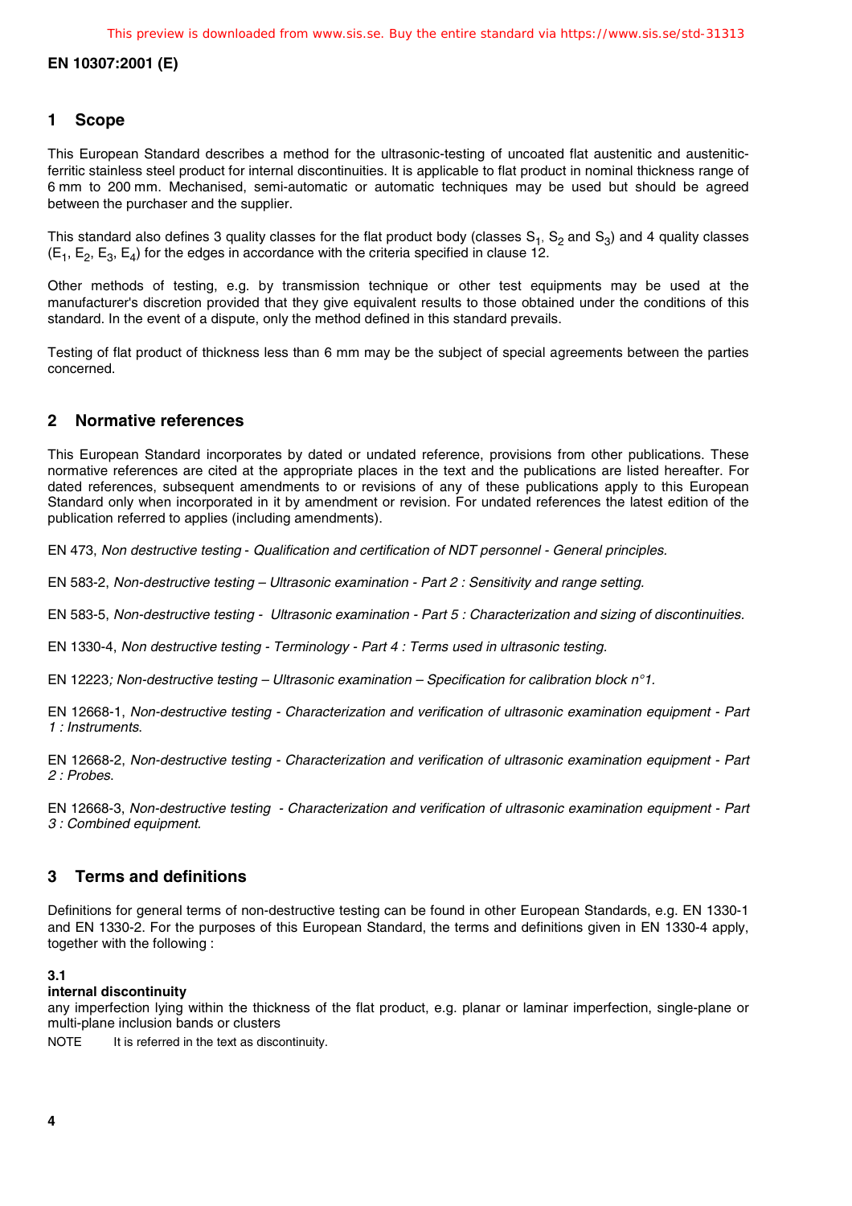## 1 Scope

This European Standard describes a method for the ultrasonic-testing of uncoated flat austenitic and austenitic-ferritic stainless steel product for internal discontinuities. It is applicable to flat product in nominal thickness range of 6 mm to 200 mm. Mechanised, semi-automatic or automatic techniques may be used but should be agreed between the purchaser and the supplier.

This standard also defines 3 quality classes for the flat product body (classes $S_1$, $S_2$ and $S_3$) and 4 quality classes ($E_1$, $E_2$, $E_3$, $E_4$) for the edges in accordance with the criteria specified in clause 12.

Other methods of testing, e.g. by transmission technique or other test equipments may be used at the manufacturer's discretion provided that they give equivalent results to those obtained under the conditions of this standard. In the event of a dispute, only the method defined in this standard prevails.

Testing of flat product of thickness less than 6 mm may be the subject of special agreements between the parties concerned.

## 2 Normative references

This European Standard incorporates by dated or undated reference, provisions from other publications. These normative references are cited at the appropriate places in the text and the publications are listed hereafter. For dated references, subsequent amendments to or revisions of any of these publications apply to this European Standard only when incorporated in it by amendment or revision. For undated references the latest edition of the publication referred to applies (including amendments).

EN 473, *Non destructive testing - Qualification and certification of NDT personnel - General principles.*

EN 583-2, *Non-destructive testing – Ultrasonic examination - Part 2 : Sensitivity and range setting.*

EN 583-5, *Non-destructive testing - Ultrasonic examination - Part 5 : Characterization and sizing of discontinuities.*

EN 1330-4, *Non destructive testing - Terminology - Part 4 : Terms used in ultrasonic testing.*

EN 12223*; Non-destructive testing – Ultrasonic examination – Specification for calibration block n°1.*

EN 12668-1, *Non-destructive testing - Characterization and verification of ultrasonic examination equipment - Part 1 : Instruments.*

EN 12668-2, *Non-destructive testing - Characterization and verification of ultrasonic examination equipment - Part 2 : Probes.*

EN 12668-3, *Non-destructive testing - Characterization and verification of ultrasonic examination equipment - Part 3 : Combined equipment.*

## 3 Terms and definitions

Definitions for general terms of non-destructive testing can be found in other European Standards, e.g. EN 1330-1 and EN 1330-2. For the purposes of this European Standard, the terms and definitions given in EN 1330-4 apply, together with the following :

**3.1**
**internal discontinuity**
any imperfection lying within the thickness of the flat product, e.g. planar or laminar imperfection, single-plane or multi-plane inclusion bands or clusters

NOTE It is referred in the text as discontinuity.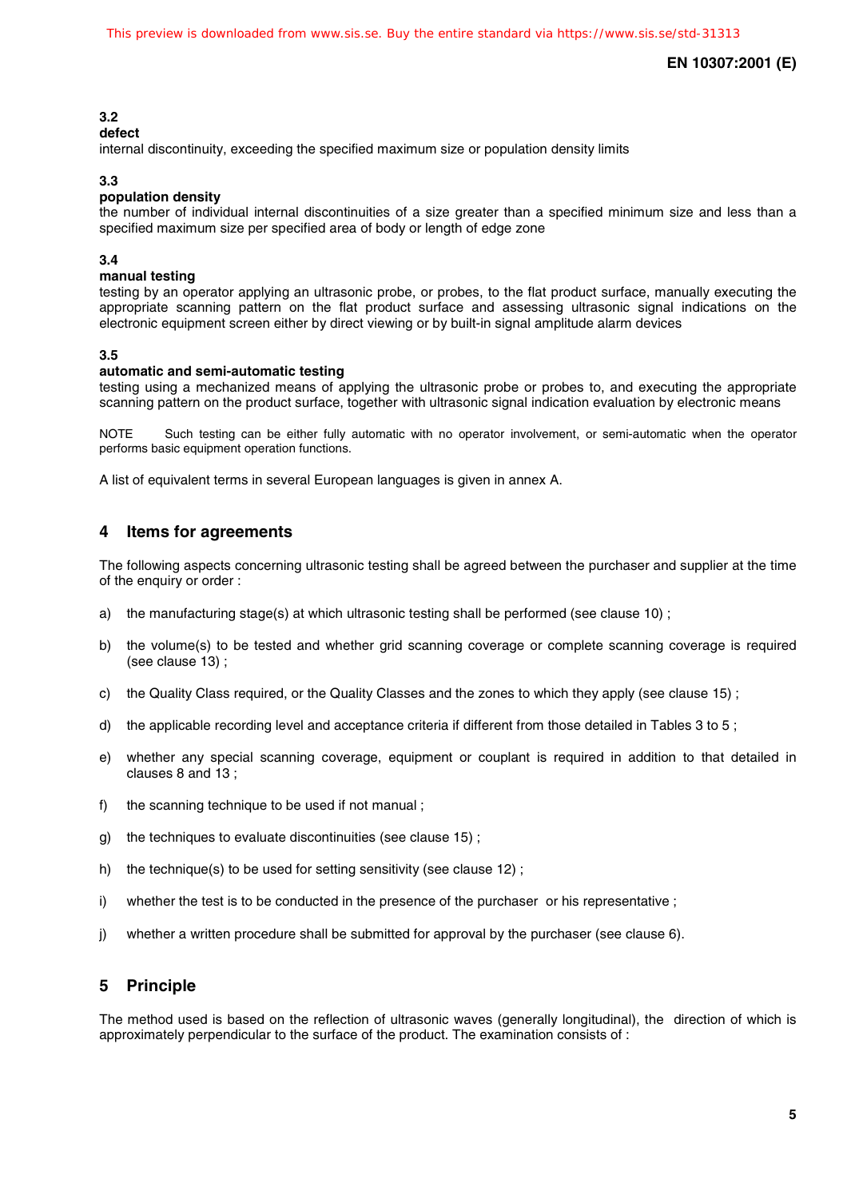**3.2**
**defect**
internal discontinuity, exceeding the specified maximum size or population density limits

**3.3**
**population density**
the number of individual internal discontinuities of a size greater than a specified minimum size and less than a specified maximum size per specified area of body or length of edge zone

**3.4**
**manual testing**
testing by an operator applying an ultrasonic probe, or probes, to the flat product surface, manually executing the appropriate scanning pattern on the flat product surface and assessing ultrasonic signal indications on the electronic equipment screen either by direct viewing or by built-in signal amplitude alarm devices

**3.5**
**automatic and semi-automatic testing**
testing using a mechanized means of applying the ultrasonic probe or probes to, and executing the appropriate scanning pattern on the product surface, together with ultrasonic signal indication evaluation by electronic means

NOTE Such testing can be either fully automatic with no operator involvement, or semi-automatic when the operator performs basic equipment operation functions.

A list of equivalent terms in several European languages is given in annex A.

## 4 Items for agreements

The following aspects concerning ultrasonic testing shall be agreed between the purchaser and supplier at the time of the enquiry or order :

a) the manufacturing stage(s) at which ultrasonic testing shall be performed (see clause 10) ;

b) the volume(s) to be tested and whether grid scanning coverage or complete scanning coverage is required (see clause 13) ;

c) the Quality Class required, or the Quality Classes and the zones to which they apply (see clause 15) ;

d) the applicable recording level and acceptance criteria if different from those detailed in Tables 3 to 5 ;

e) whether any special scanning coverage, equipment or couplant is required in addition to that detailed in clauses 8 and 13 ;

f) the scanning technique to be used if not manual ;

g) the techniques to evaluate discontinuities (see clause 15) ;

h) the technique(s) to be used for setting sensitivity (see clause 12) ;

i) whether the test is to be conducted in the presence of the purchaser or his representative ;

j) whether a written procedure shall be submitted for approval by the purchaser (see clause 6).

## 5 Principle

The method used is based on the reflection of ultrasonic waves (generally longitudinal), the direction of which is approximately perpendicular to the surface of the product. The examination consists of :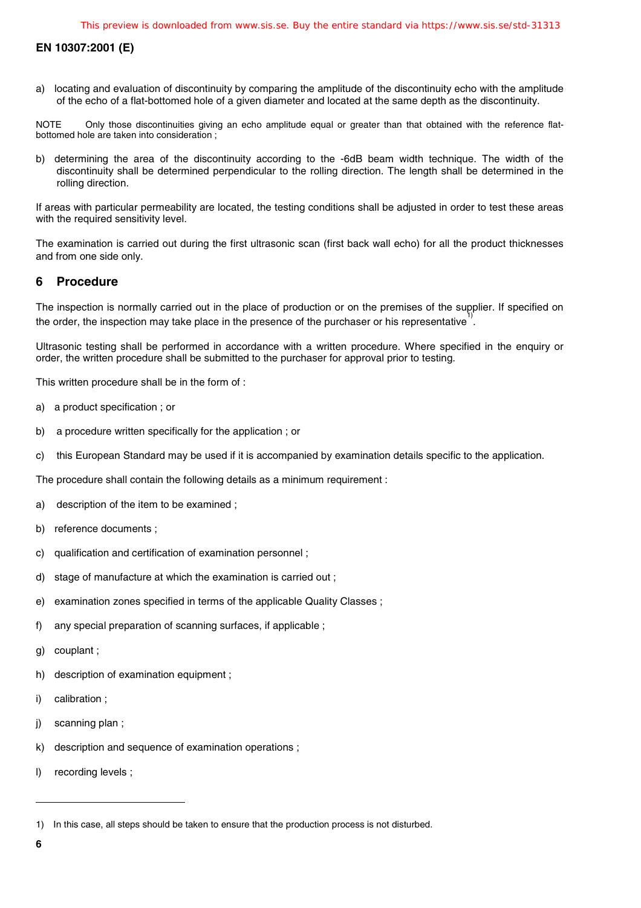a) locating and evaluation of discontinuity by comparing the amplitude of the discontinuity echo with the amplitude of the echo of a flat-bottomed hole of a given diameter and located at the same depth as the discontinuity.

NOTE Only those discontinuities giving an echo amplitude equal or greater than that obtained with the reference flat-bottomed hole are taken into consideration ;

b) determining the area of the discontinuity according to the -6dB beam width technique. The width of the discontinuity shall be determined perpendicular to the rolling direction. The length shall be determined in the rolling direction.

If areas with particular permeability are located, the testing conditions shall be adjusted in order to test these areas with the required sensitivity level.

The examination is carried out during the first ultrasonic scan (first back wall echo) for all the product thicknesses and from one side only.

## 6 Procedure

The inspection is normally carried out in the place of production or on the premises of the supplier. If specified on the order, the inspection may take place in the presence of the purchaser or his representative[1)].

Ultrasonic testing shall be performed in accordance with a written procedure. Where specified in the enquiry or order, the written procedure shall be submitted to the purchaser for approval prior to testing.

This written procedure shall be in the form of :

a) a product specification ; or

b) a procedure written specifically for the application ; or

c) this European Standard may be used if it is accompanied by examination details specific to the application.

The procedure shall contain the following details as a minimum requirement :

a) description of the item to be examined ;

b) reference documents ;

c) qualification and certification of examination personnel ;

d) stage of manufacture at which the examination is carried out ;

e) examination zones specified in terms of the applicable Quality Classes ;

f) any special preparation of scanning surfaces, if applicable ;

g) couplant ;

h) description of examination equipment ;

i) calibration ;

j) scanning plan ;

k) description and sequence of examination operations ;

l) recording levels ;

---

1) In this case, all steps should be taken to ensure that the production process is not disturbed.